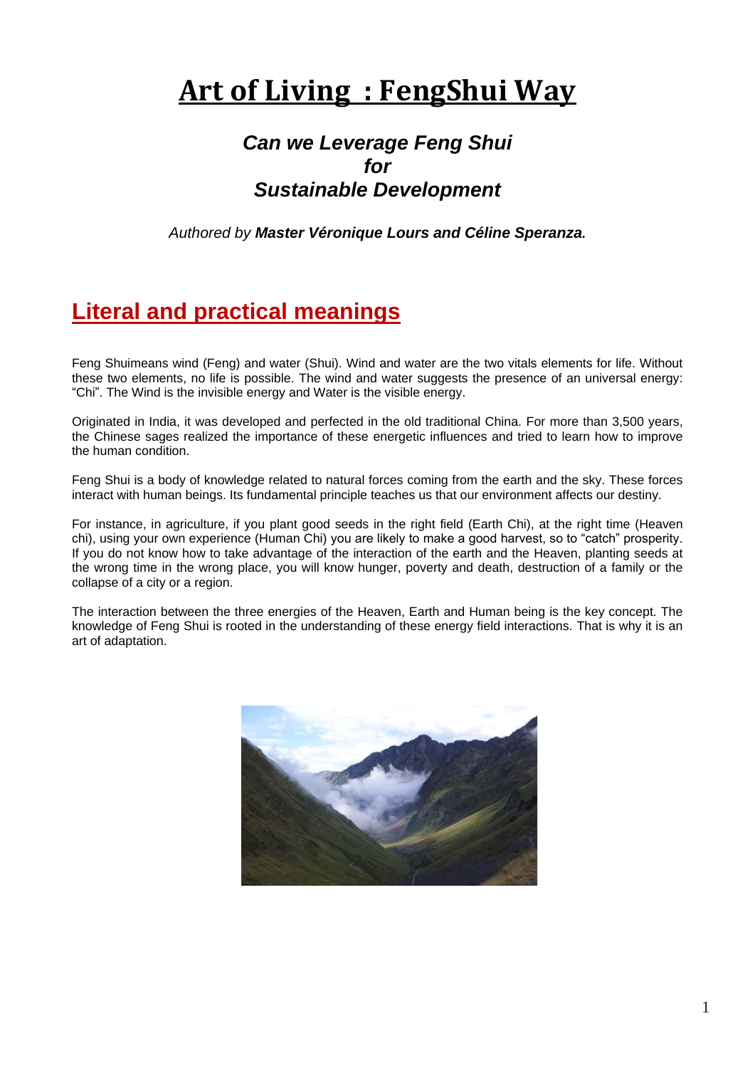# Art of Living : FengShui Way

## *Can we Leverage Feng Shui for Sustainable Development*

*Authored by* ***Master Véronique Lours and Céline Speranza.***

## Literal and practical meanings

Feng Shuimeans wind (Feng) and water (Shui). Wind and water are the two vitals elements for life. Without these two elements, no life is possible. The wind and water suggests the presence of an universal energy: "Chi". The Wind is the invisible energy and Water is the visible energy.

Originated in India, it was developed and perfected in the old traditional China. For more than 3,500 years, the Chinese sages realized the importance of these energetic influences and tried to learn how to improve the human condition.

Feng Shui is a body of knowledge related to natural forces coming from the earth and the sky. These forces interact with human beings. Its fundamental principle teaches us that our environment affects our destiny.

For instance, in agriculture, if you plant good seeds in the right field (Earth Chi), at the right time (Heaven chi), using your own experience (Human Chi) you are likely to make a good harvest, so to "catch" prosperity. If you do not know how to take advantage of the interaction of the earth and the Heaven, planting seeds at the wrong time in the wrong place, you will know hunger, poverty and death, destruction of a family or the collapse of a city or a region.

The interaction between the three energies of the Heaven, Earth and Human being is the key concept. The knowledge of Feng Shui is rooted in the understanding of these energy field interactions. That is why it is an art of adaptation.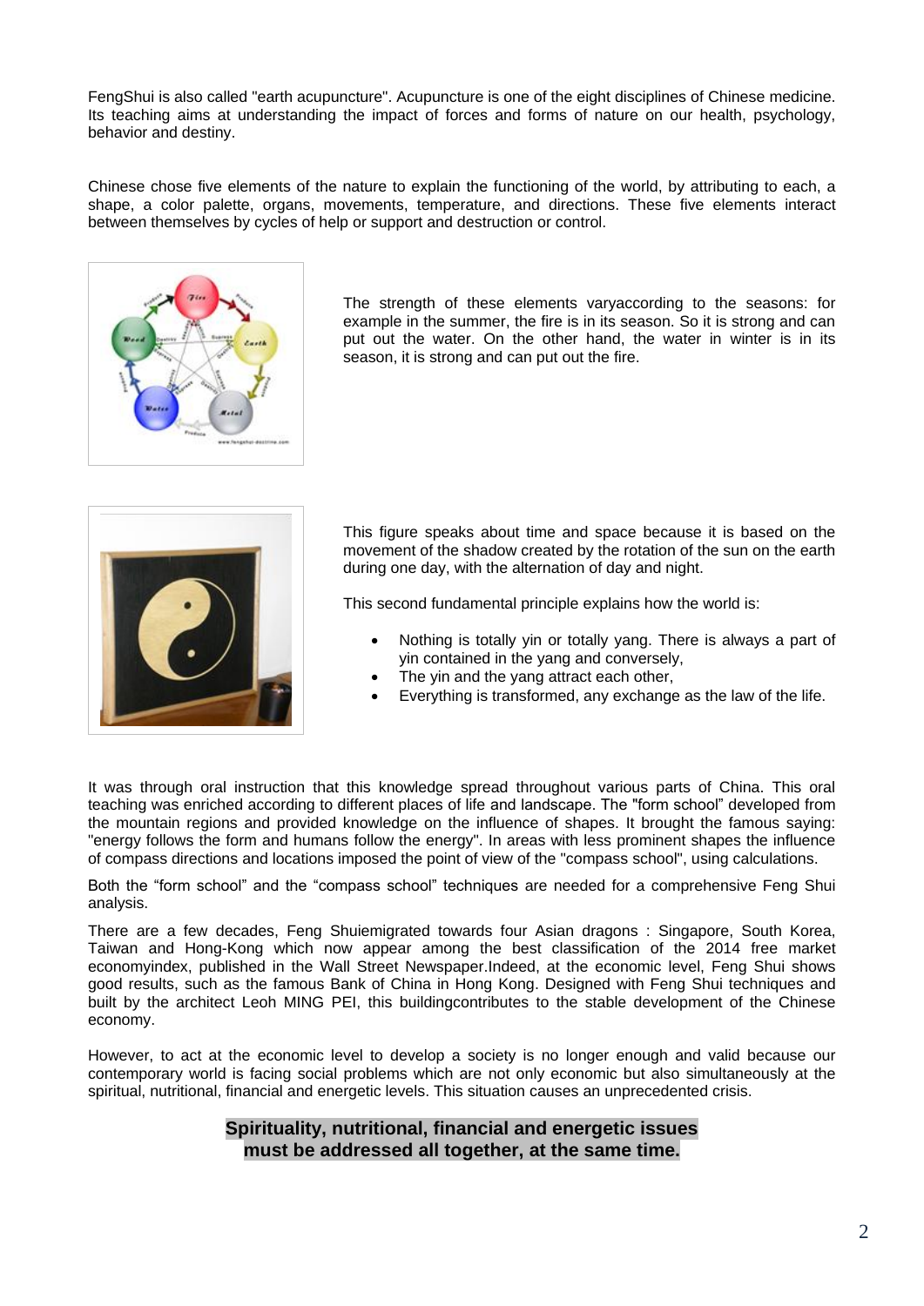FengShui is also called "earth acupuncture". Acupuncture is one of the eight disciplines of Chinese medicine. Its teaching aims at understanding the impact of forces and forms of nature on our health, psychology, behavior and destiny.

Chinese chose five elements of the nature to explain the functioning of the world, by attributing to each, a shape, a color palette, organs, movements, temperature, and directions. These five elements interact between themselves by cycles of help or support and destruction or control.

The strength of these elements varyaccording to the seasons: for example in the summer, the fire is in its season. So it is strong and can put out the water. On the other hand, the water in winter is in its season, it is strong and can put out the fire.

This figure speaks about time and space because it is based on the movement of the shadow created by the rotation of the sun on the earth during one day, with the alternation of day and night.

This second fundamental principle explains how the world is:

- Nothing is totally yin or totally yang. There is always a part of yin contained in the yang and conversely,
- The yin and the yang attract each other,
- Everything is transformed, any exchange as the law of the life.

It was through oral instruction that this knowledge spread throughout various parts of China. This oral teaching was enriched according to different places of life and landscape. The "form school" developed from the mountain regions and provided knowledge on the influence of shapes. It brought the famous saying: "energy follows the form and humans follow the energy". In areas with less prominent shapes the influence of compass directions and locations imposed the point of view of the "compass school", using calculations.

Both the "form school" and the "compass school" techniques are needed for a comprehensive Feng Shui analysis.

There are a few decades, Feng Shuiemigrated towards four Asian dragons : Singapore, South Korea, Taiwan and Hong-Kong which now appear among the best classification of the 2014 free market economyindex, published in the Wall Street Newspaper.Indeed, at the economic level, Feng Shui shows good results, such as the famous Bank of China in Hong Kong. Designed with Feng Shui techniques and built by the architect Leoh MING PEI, this buildingcontributes to the stable development of the Chinese economy.

However, to act at the economic level to develop a society is no longer enough and valid because our contemporary world is facing social problems which are not only economic but also simultaneously at the spiritual, nutritional, financial and energetic levels. This situation causes an unprecedented crisis.

**Spirituality, nutritional, financial and energetic issues must be addressed all together, at the same time.**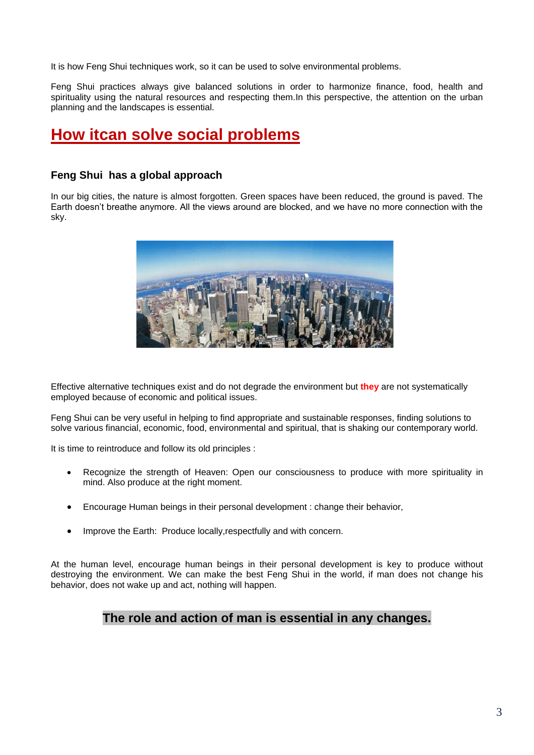It is how Feng Shui techniques work, so it can be used to solve environmental problems.

Feng Shui practices always give balanced solutions in order to harmonize finance, food, health and spirituality using the natural resources and respecting them.In this perspective, the attention on the urban planning and the landscapes is essential.

## How itcan solve social problems

### Feng Shui has a global approach

In our big cities, the nature is almost forgotten. Green spaces have been reduced, the ground is paved. The Earth doesn't breathe anymore. All the views around are blocked, and we have no more connection with the sky.

Effective alternative techniques exist and do not degrade the environment but **they** are not systematically employed because of economic and political issues.

Feng Shui can be very useful in helping to find appropriate and sustainable responses, finding solutions to solve various financial, economic, food, environmental and spiritual, that is shaking our contemporary world.

It is time to reintroduce and follow its old principles :

- Recognize the strength of Heaven: Open our consciousness to produce with more spirituality in mind. Also produce at the right moment.
- Encourage Human beings in their personal development : change their behavior,
- Improve the Earth: Produce locally,respectfully and with concern.

At the human level, encourage human beings in their personal development is key to produce without destroying the environment. We can make the best Feng Shui in the world, if man does not change his behavior, does not wake up and act, nothing will happen.

**The role and action of man is essential in any changes.**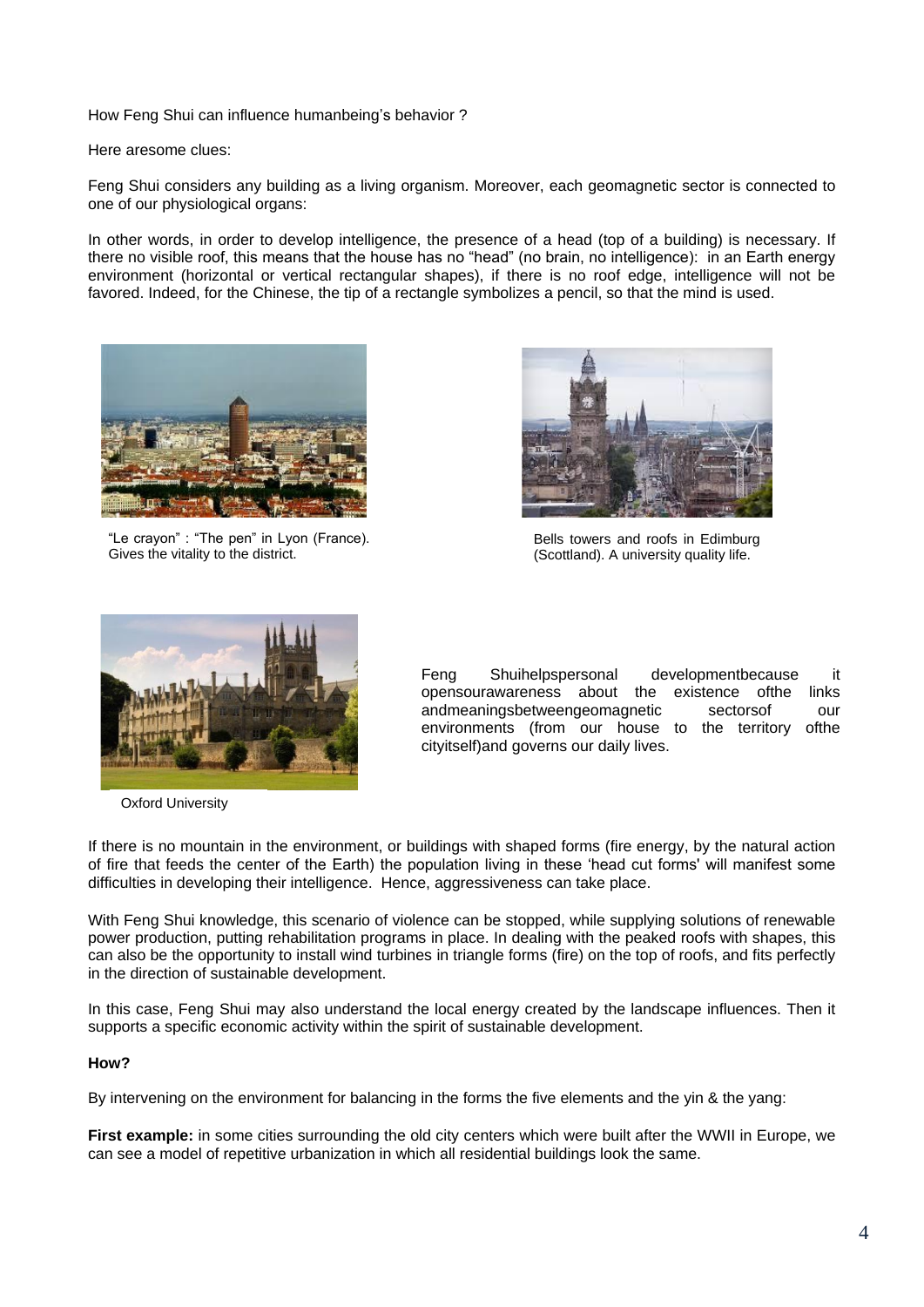How Feng Shui can influence humanbeing's behavior ?

Here aresome clues:

Feng Shui considers any building as a living organism. Moreover, each geomagnetic sector is connected to one of our physiological organs:

In other words, in order to develop intelligence, the presence of a head (top of a building) is necessary. If there no visible roof, this means that the house has no "head" (no brain, no intelligence): in an Earth energy environment (horizontal or vertical rectangular shapes), if there is no roof edge, intelligence will not be favored. Indeed, for the Chinese, the tip of a rectangle symbolizes a pencil, so that the mind is used.

"Le crayon" : "The pen" in Lyon (France). Gives the vitality to the district.

Bells towers and roofs in Edimburg (Scottland). A university quality life.

Oxford University

Feng Shuihelpspersonal developmentbecause it opensourawareness about the existence ofthe links andmeaningsbetweengeomagnetic sectorsof our environments (from our house to the territory ofthe cityitself)and governs our daily lives.

If there is no mountain in the environment, or buildings with shaped forms (fire energy, by the natural action of fire that feeds the center of the Earth) the population living in these 'head cut forms' will manifest some difficulties in developing their intelligence. Hence, aggressiveness can take place.

With Feng Shui knowledge, this scenario of violence can be stopped, while supplying solutions of renewable power production, putting rehabilitation programs in place. In dealing with the peaked roofs with shapes, this can also be the opportunity to install wind turbines in triangle forms (fire) on the top of roofs, and fits perfectly in the direction of sustainable development.

In this case, Feng Shui may also understand the local energy created by the landscape influences. Then it supports a specific economic activity within the spirit of sustainable development.

**How?**

By intervening on the environment for balancing in the forms the five elements and the yin & the yang:

**First example:** in some cities surrounding the old city centers which were built after the WWII in Europe, we can see a model of repetitive urbanization in which all residential buildings look the same.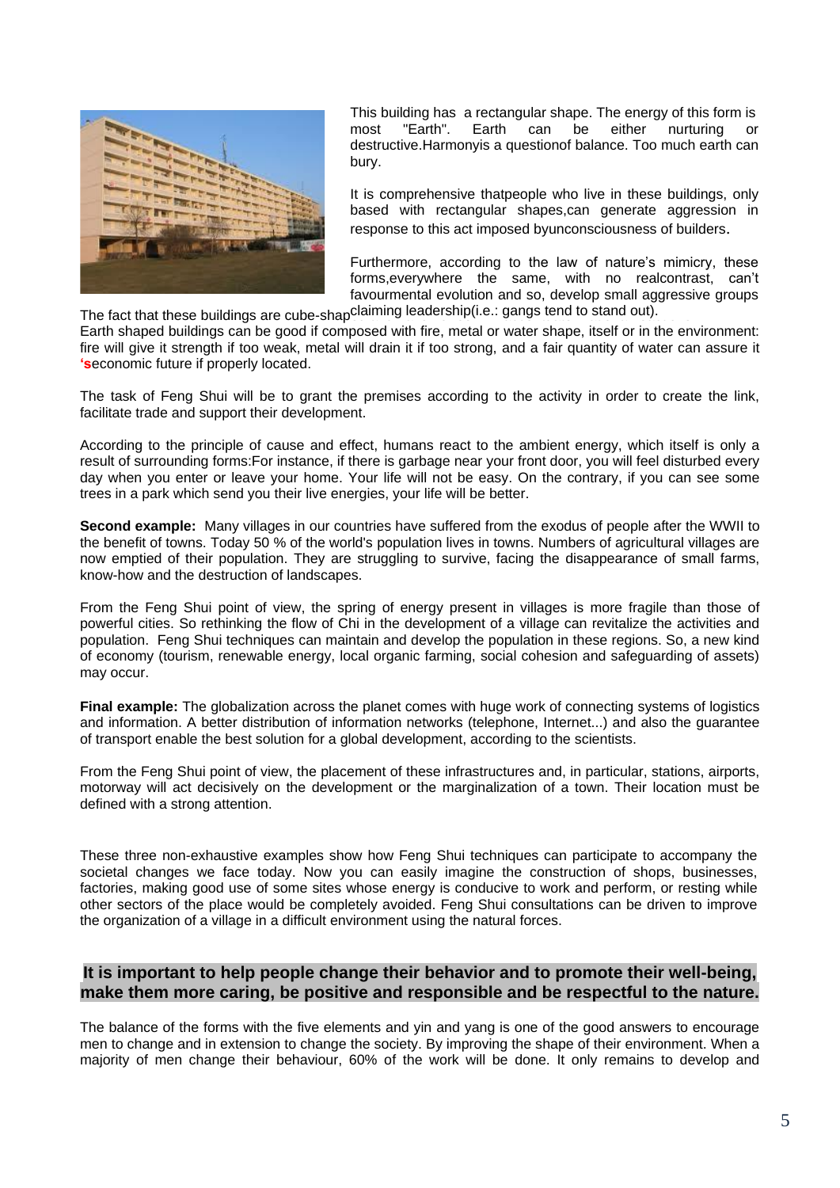This building has a rectangular shape. The energy of this form is most "Earth". Earth can be either nurturing or destructive.Harmonyis a questionof balance. Too much earth can bury.

It is comprehensive thatpeople who live in these buildings, only based with rectangular shapes,can generate aggression in response to this act imposed byunconsciousness of builders.

Furthermore, according to the law of nature's mimicry, these forms,everywhere the same, with no realcontrast, can't favourmental evolution and so, develop small aggressive groups claiming leadership(i.e.: gangs tend to stand out).

The fact that these buildings are cube-shap

Earth shaped buildings can be good if composed with fire, metal or water shape, itself or in the environment: fire will give it strength if too weak, metal will drain it if too strong, and a fair quantity of water can assure it 'seconomic future if properly located.

The task of Feng Shui will be to grant the premises according to the activity in order to create the link, facilitate trade and support their development.

According to the principle of cause and effect, humans react to the ambient energy, which itself is only a result of surrounding forms:For instance, if there is garbage near your front door, you will feel disturbed every day when you enter or leave your home. Your life will not be easy. On the contrary, if you can see some trees in a park which send you their live energies, your life will be better.

**Second example:** Many villages in our countries have suffered from the exodus of people after the WWII to the benefit of towns. Today 50 % of the world's population lives in towns. Numbers of agricultural villages are now emptied of their population. They are struggling to survive, facing the disappearance of small farms, know-how and the destruction of landscapes.

From the Feng Shui point of view, the spring of energy present in villages is more fragile than those of powerful cities. So rethinking the flow of Chi in the development of a village can revitalize the activities and population. Feng Shui techniques can maintain and develop the population in these regions. So, a new kind of economy (tourism, renewable energy, local organic farming, social cohesion and safeguarding of assets) may occur.

**Final example:** The globalization across the planet comes with huge work of connecting systems of logistics and information. A better distribution of information networks (telephone, Internet...) and also the guarantee of transport enable the best solution for a global development, according to the scientists.

From the Feng Shui point of view, the placement of these infrastructures and, in particular, stations, airports, motorway will act decisively on the development or the marginalization of a town. Their location must be defined with a strong attention.

These three non-exhaustive examples show how Feng Shui techniques can participate to accompany the societal changes we face today. Now you can easily imagine the construction of shops, businesses, factories, making good use of some sites whose energy is conducive to work and perform, or resting while other sectors of the place would be completely avoided. Feng Shui consultations can be driven to improve the organization of a village in a difficult environment using the natural forces.

## It is important to help people change their behavior and to promote their well-being, make them more caring, be positive and responsible and be respectful to the nature.

The balance of the forms with the five elements and yin and yang is one of the good answers to encourage men to change and in extension to change the society. By improving the shape of their environment. When a majority of men change their behaviour, 60% of the work will be done. It only remains to develop and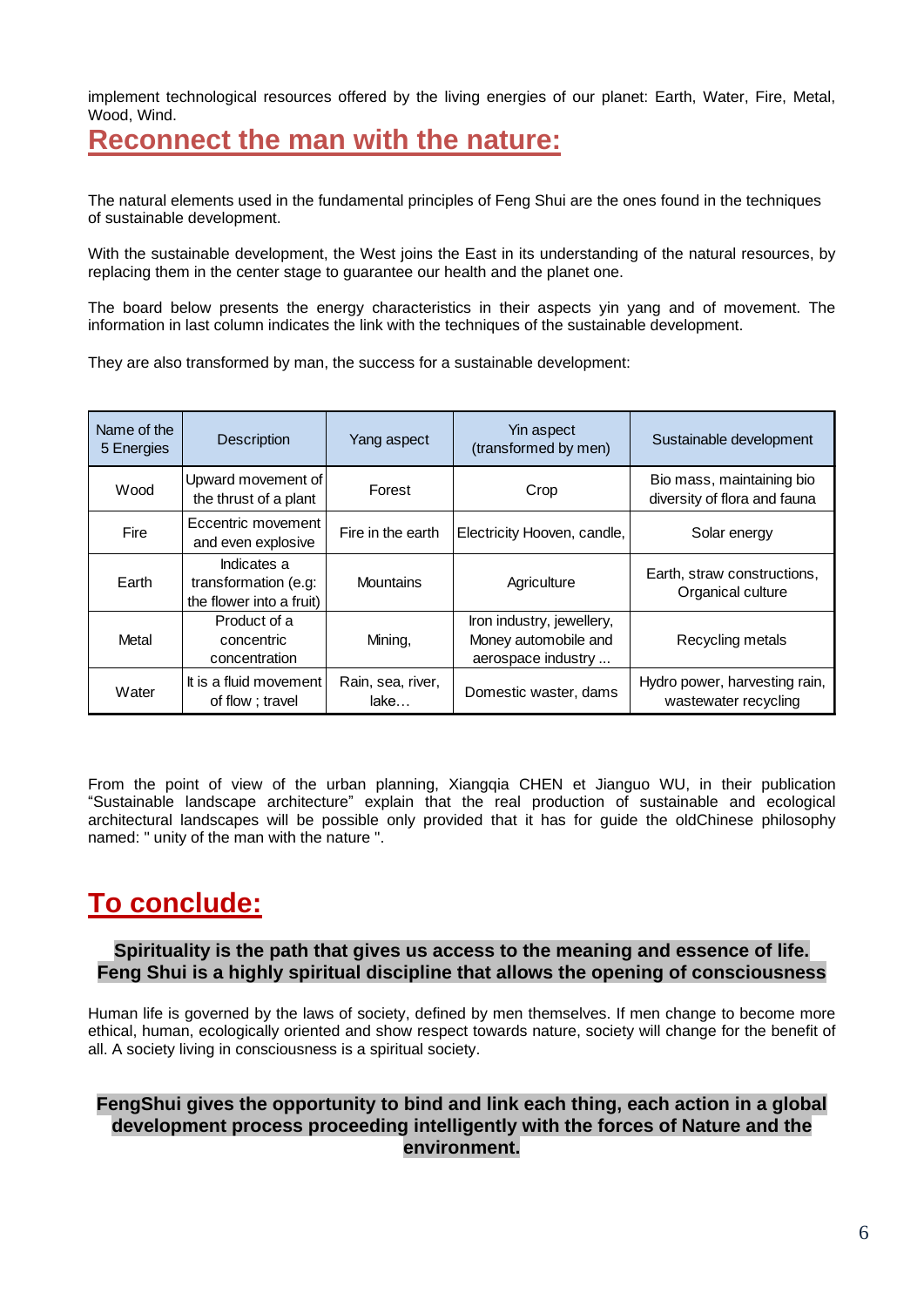implement technological resources offered by the living energies of our planet: Earth, Water, Fire, Metal, Wood, Wind.

## Reconnect the man with the nature:

The natural elements used in the fundamental principles of Feng Shui are the ones found in the techniques of sustainable development.

With the sustainable development, the West joins the East in its understanding of the natural resources, by replacing them in the center stage to guarantee our health and the planet one.

The board below presents the energy characteristics in their aspects yin yang and of movement. The information in last column indicates the link with the techniques of the sustainable development.

They are also transformed by man, the success for a sustainable development:

| Name of the 5 Energies | Description | Yang aspect | Yin aspect (transformed by men) | Sustainable development |
|---|---|---|---|---|
| Wood | Upward movement of the thrust of a plant | Forest | Crop | Bio mass, maintaining bio diversity of flora and fauna |
| Fire | Eccentric movement and even explosive | Fire in the earth | Electricity Hooven, candle, | Solar energy |
| Earth | Indicates a transformation (e.g: the flower into a fruit) | Mountains | Agriculture | Earth, straw constructions, Organical culture |
| Metal | Product of a concentric concentration | Mining, | Iron industry, jewellery, Money automobile and aerospace industry ... | Recycling metals |
| Water | It is a fluid movement of flow ; travel | Rain, sea, river, lake… | Domestic waster, dams | Hydro power, harvesting rain, wastewater recycling |

From the point of view of the urban planning, Xiangqia CHEN et Jianguo WU, in their publication "Sustainable landscape architecture" explain that the real production of sustainable and ecological architectural landscapes will be possible only provided that it has for guide the oldChinese philosophy named: " unity of the man with the nature ".

## To conclude:

**Spirituality is the path that gives us access to the meaning and essence of life. Feng Shui is a highly spiritual discipline that allows the opening of consciousness**

Human life is governed by the laws of society, defined by men themselves. If men change to become more ethical, human, ecologically oriented and show respect towards nature, society will change for the benefit of all. A society living in consciousness is a spiritual society.

**FengShui gives the opportunity to bind and link each thing, each action in a global development process proceeding intelligently with the forces of Nature and the environment.**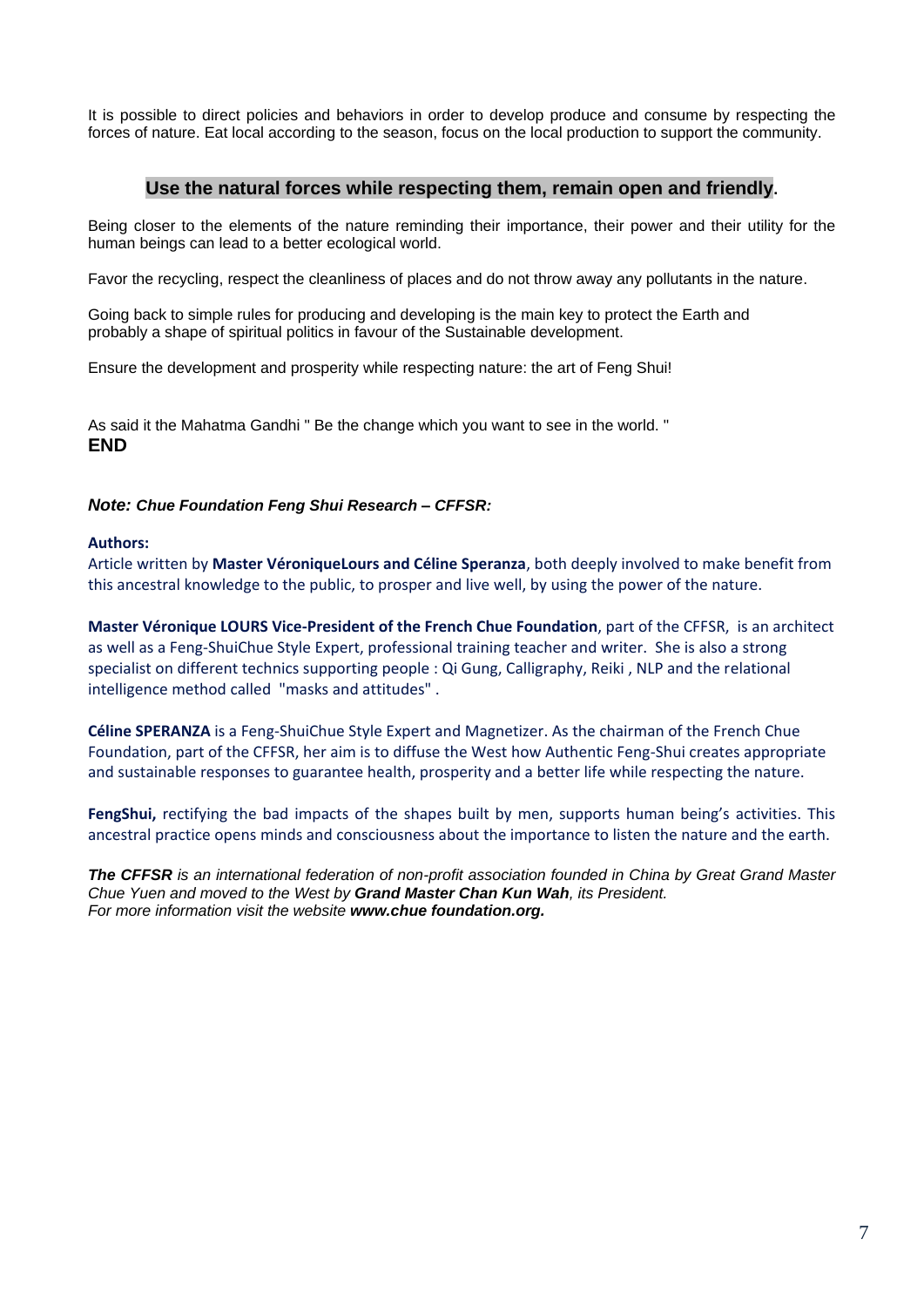It is possible to direct policies and behaviors in order to develop produce and consume by respecting the forces of nature. Eat local according to the season, focus on the local production to support the community.

## Use the natural forces while respecting them, remain open and friendly.

Being closer to the elements of the nature reminding their importance, their power and their utility for the human beings can lead to a better ecological world.

Favor the recycling, respect the cleanliness of places and do not throw away any pollutants in the nature.

Going back to simple rules for producing and developing is the main key to protect the Earth and probably a shape of spiritual politics in favour of the Sustainable development.

Ensure the development and prosperity while respecting nature: the art of Feng Shui!

As said it the Mahatma Gandhi " Be the change which you want to see in the world. "
**END**

***Note:* Chue Foundation Feng Shui Research – CFFSR:**

**Authors:**
Article written by **Master VéroniqueLours and Céline Speranza**, both deeply involved to make benefit from this ancestral knowledge to the public, to prosper and live well, by using the power of the nature.

**Master Véronique LOURS Vice-President of the French Chue Foundation**, part of the CFFSR, is an architect as well as a Feng-ShuiChue Style Expert, professional training teacher and writer. She is also a strong specialist on different technics supporting people : Qi Gung, Calligraphy, Reiki , NLP and the relational intelligence method called "masks and attitudes" .

**Céline SPERANZA** is a Feng-ShuiChue Style Expert and Magnetizer. As the chairman of the French Chue Foundation, part of the CFFSR, her aim is to diffuse the West how Authentic Feng-Shui creates appropriate and sustainable responses to guarantee health, prosperity and a better life while respecting the nature.

**FengShui,** rectifying the bad impacts of the shapes built by men, supports human being's activities. This ancestral practice opens minds and consciousness about the importance to listen the nature and the earth.

***The CFFSR** is an international federation of non-profit association founded in China by Great Grand Master Chue Yuen and moved to the West by **Grand Master Chan Kun Wah**, its President.*
*For more information visit the website **www.chue foundation.org.***